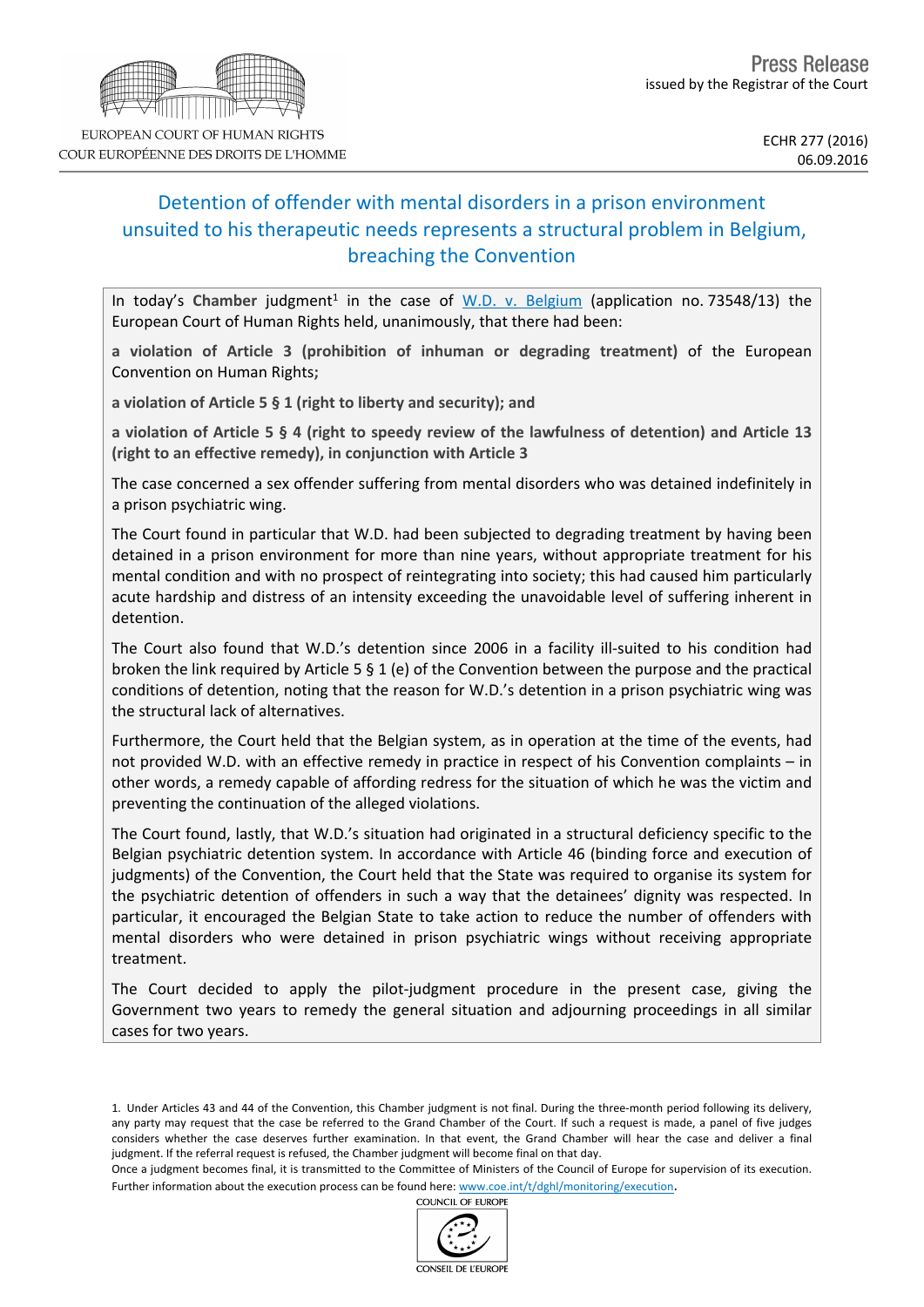EUROPEAN COURT OF HUMAN RIGHTS
COUR EUROPÉENNE DES DROITS DE L'HOMME

Press Release
issued by the Registrar of the Court

ECHR 277 (2016)
06.09.2016

# Detention of offender with mental disorders in a prison environment unsuited to his therapeutic needs represents a structural problem in Belgium, breaching the Convention

In today's **Chamber** judgment[1] in the case of W.D. v. Belgium (application no. 73548/13) the European Court of Human Rights held, unanimously, that there had been:

**a violation of Article 3 (prohibition of inhuman or degrading treatment)** of the European Convention on Human Rights;

**a violation of Article 5 § 1 (right to liberty and security); and**

**a violation of Article 5 § 4 (right to speedy review of the lawfulness of detention) and Article 13 (right to an effective remedy), in conjunction with Article 3**

The case concerned a sex offender suffering from mental disorders who was detained indefinitely in a prison psychiatric wing.

The Court found in particular that W.D. had been subjected to degrading treatment by having been detained in a prison environment for more than nine years, without appropriate treatment for his mental condition and with no prospect of reintegrating into society; this had caused him particularly acute hardship and distress of an intensity exceeding the unavoidable level of suffering inherent in detention.

The Court also found that W.D.'s detention since 2006 in a facility ill-suited to his condition had broken the link required by Article 5 § 1 (e) of the Convention between the purpose and the practical conditions of detention, noting that the reason for W.D.'s detention in a prison psychiatric wing was the structural lack of alternatives.

Furthermore, the Court held that the Belgian system, as in operation at the time of the events, had not provided W.D. with an effective remedy in practice in respect of his Convention complaints – in other words, a remedy capable of affording redress for the situation of which he was the victim and preventing the continuation of the alleged violations.

The Court found, lastly, that W.D.'s situation had originated in a structural deficiency specific to the Belgian psychiatric detention system. In accordance with Article 46 (binding force and execution of judgments) of the Convention, the Court held that the State was required to organise its system for the psychiatric detention of offenders in such a way that the detainees' dignity was respected. In particular, it encouraged the Belgian State to take action to reduce the number of offenders with mental disorders who were detained in prison psychiatric wings without receiving appropriate treatment.

The Court decided to apply the pilot-judgment procedure in the present case, giving the Government two years to remedy the general situation and adjourning proceedings in all similar cases for two years.

1. Under Articles 43 and 44 of the Convention, this Chamber judgment is not final. During the three-month period following its delivery, any party may request that the case be referred to the Grand Chamber of the Court. If such a request is made, a panel of five judges considers whether the case deserves further examination. In that event, the Grand Chamber will hear the case and deliver a final judgment. If the referral request is refused, the Chamber judgment will become final on that day.
Once a judgment becomes final, it is transmitted to the Committee of Ministers of the Council of Europe for supervision of its execution. Further information about the execution process can be found here: www.coe.int/t/dghl/monitoring/execution.

COUNCIL OF EUROPE
CONSEIL DE L'EUROPE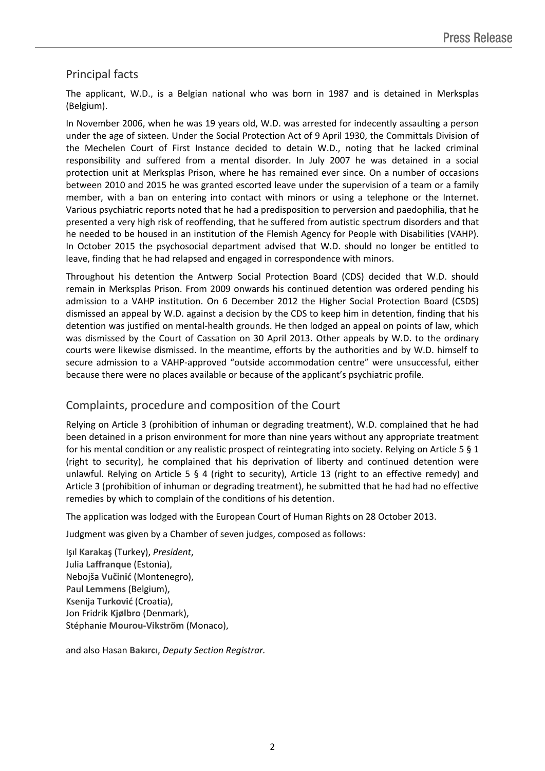## Principal facts

The applicant, W.D., is a Belgian national who was born in 1987 and is detained in Merksplas (Belgium).

In November 2006, when he was 19 years old, W.D. was arrested for indecently assaulting a person under the age of sixteen. Under the Social Protection Act of 9 April 1930, the Committals Division of the Mechelen Court of First Instance decided to detain W.D., noting that he lacked criminal responsibility and suffered from a mental disorder. In July 2007 he was detained in a social protection unit at Merksplas Prison, where he has remained ever since. On a number of occasions between 2010 and 2015 he was granted escorted leave under the supervision of a team or a family member, with a ban on entering into contact with minors or using a telephone or the Internet. Various psychiatric reports noted that he had a predisposition to perversion and paedophilia, that he presented a very high risk of reoffending, that he suffered from autistic spectrum disorders and that he needed to be housed in an institution of the Flemish Agency for People with Disabilities (VAHP). In October 2015 the psychosocial department advised that W.D. should no longer be entitled to leave, finding that he had relapsed and engaged in correspondence with minors.

Throughout his detention the Antwerp Social Protection Board (CDS) decided that W.D. should remain in Merksplas Prison. From 2009 onwards his continued detention was ordered pending his admission to a VAHP institution. On 6 December 2012 the Higher Social Protection Board (CSDS) dismissed an appeal by W.D. against a decision by the CDS to keep him in detention, finding that his detention was justified on mental-health grounds. He then lodged an appeal on points of law, which was dismissed by the Court of Cassation on 30 April 2013. Other appeals by W.D. to the ordinary courts were likewise dismissed. In the meantime, efforts by the authorities and by W.D. himself to secure admission to a VAHP-approved "outside accommodation centre" were unsuccessful, either because there were no places available or because of the applicant's psychiatric profile.

## Complaints, procedure and composition of the Court

Relying on Article 3 (prohibition of inhuman or degrading treatment), W.D. complained that he had been detained in a prison environment for more than nine years without any appropriate treatment for his mental condition or any realistic prospect of reintegrating into society. Relying on Article 5 § 1 (right to security), he complained that his deprivation of liberty and continued detention were unlawful. Relying on Article 5 § 4 (right to security), Article 13 (right to an effective remedy) and Article 3 (prohibition of inhuman or degrading treatment), he submitted that he had had no effective remedies by which to complain of the conditions of his detention.

The application was lodged with the European Court of Human Rights on 28 October 2013.

Judgment was given by a Chamber of seven judges, composed as follows:

Işıl **Karakaş** (Turkey), *President*,
Julia **Laffranque** (Estonia),
Nebojša **Vučinić** (Montenegro),
Paul **Lemmens** (Belgium),
Ksenija **Turković** (Croatia),
Jon Fridrik **Kjølbro** (Denmark),
Stéphanie **Mourou-Vikström** (Monaco),

and also Hasan **Bakırcı**, *Deputy Section Registrar.*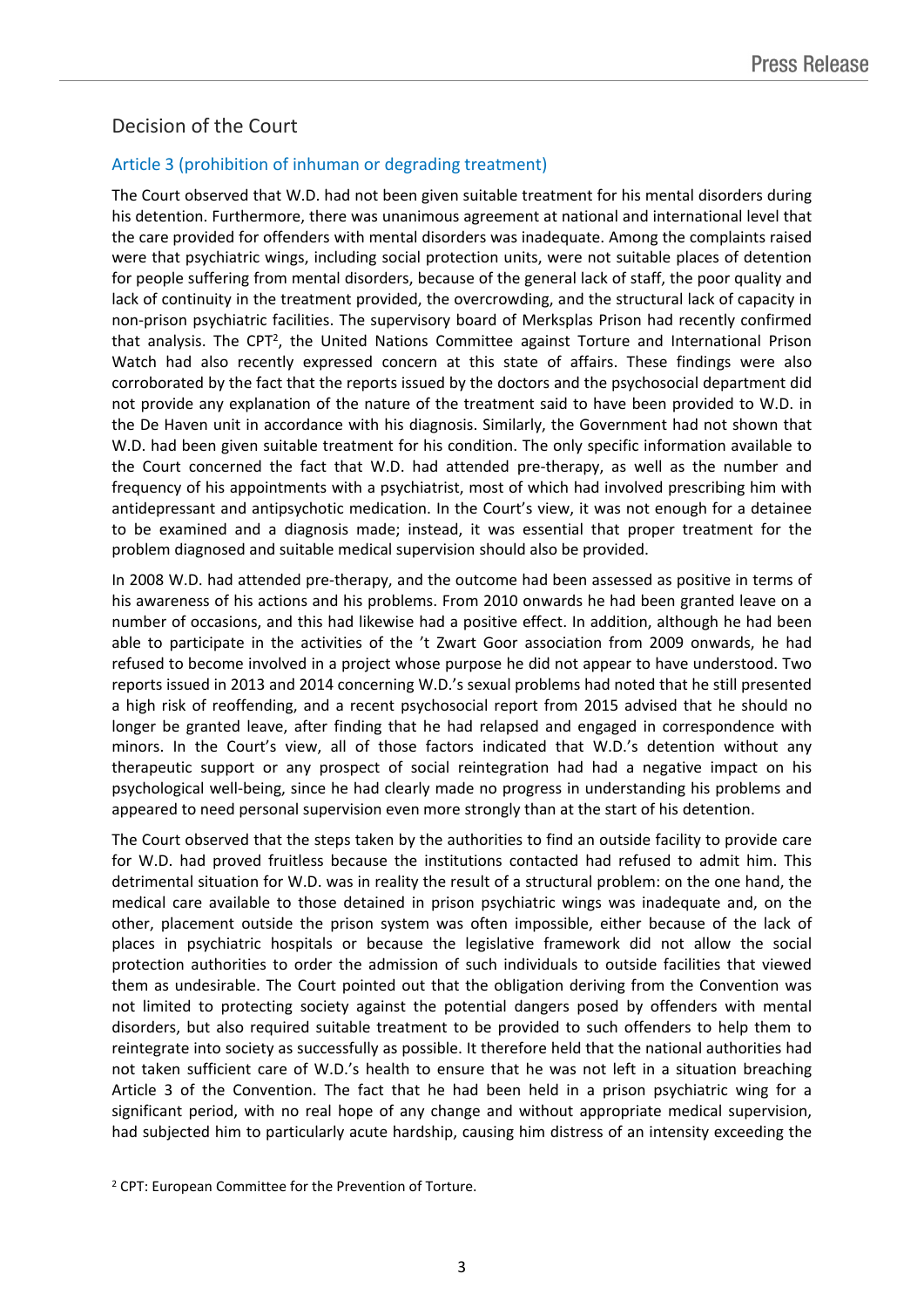## Decision of the Court

### Article 3 (prohibition of inhuman or degrading treatment)

The Court observed that W.D. had not been given suitable treatment for his mental disorders during his detention. Furthermore, there was unanimous agreement at national and international level that the care provided for offenders with mental disorders was inadequate. Among the complaints raised were that psychiatric wings, including social protection units, were not suitable places of detention for people suffering from mental disorders, because of the general lack of staff, the poor quality and lack of continuity in the treatment provided, the overcrowding, and the structural lack of capacity in non-prison psychiatric facilities. The supervisory board of Merksplas Prison had recently confirmed that analysis. The CPT[2], the United Nations Committee against Torture and International Prison Watch had also recently expressed concern at this state of affairs. These findings were also corroborated by the fact that the reports issued by the doctors and the psychosocial department did not provide any explanation of the nature of the treatment said to have been provided to W.D. in the De Haven unit in accordance with his diagnosis. Similarly, the Government had not shown that W.D. had been given suitable treatment for his condition. The only specific information available to the Court concerned the fact that W.D. had attended pre-therapy, as well as the number and frequency of his appointments with a psychiatrist, most of which had involved prescribing him with antidepressant and antipsychotic medication. In the Court's view, it was not enough for a detainee to be examined and a diagnosis made; instead, it was essential that proper treatment for the problem diagnosed and suitable medical supervision should also be provided.

In 2008 W.D. had attended pre-therapy, and the outcome had been assessed as positive in terms of his awareness of his actions and his problems. From 2010 onwards he had been granted leave on a number of occasions, and this had likewise had a positive effect. In addition, although he had been able to participate in the activities of the 't Zwart Goor association from 2009 onwards, he had refused to become involved in a project whose purpose he did not appear to have understood. Two reports issued in 2013 and 2014 concerning W.D.'s sexual problems had noted that he still presented a high risk of reoffending, and a recent psychosocial report from 2015 advised that he should no longer be granted leave, after finding that he had relapsed and engaged in correspondence with minors. In the Court's view, all of those factors indicated that W.D.'s detention without any therapeutic support or any prospect of social reintegration had had a negative impact on his psychological well-being, since he had clearly made no progress in understanding his problems and appeared to need personal supervision even more strongly than at the start of his detention.

The Court observed that the steps taken by the authorities to find an outside facility to provide care for W.D. had proved fruitless because the institutions contacted had refused to admit him. This detrimental situation for W.D. was in reality the result of a structural problem: on the one hand, the medical care available to those detained in prison psychiatric wings was inadequate and, on the other, placement outside the prison system was often impossible, either because of the lack of places in psychiatric hospitals or because the legislative framework did not allow the social protection authorities to order the admission of such individuals to outside facilities that viewed them as undesirable. The Court pointed out that the obligation deriving from the Convention was not limited to protecting society against the potential dangers posed by offenders with mental disorders, but also required suitable treatment to be provided to such offenders to help them to reintegrate into society as successfully as possible. It therefore held that the national authorities had not taken sufficient care of W.D.'s health to ensure that he was not left in a situation breaching Article 3 of the Convention. The fact that he had been held in a prison psychiatric wing for a significant period, with no real hope of any change and without appropriate medical supervision, had subjected him to particularly acute hardship, causing him distress of an intensity exceeding the

[2] CPT: European Committee for the Prevention of Torture.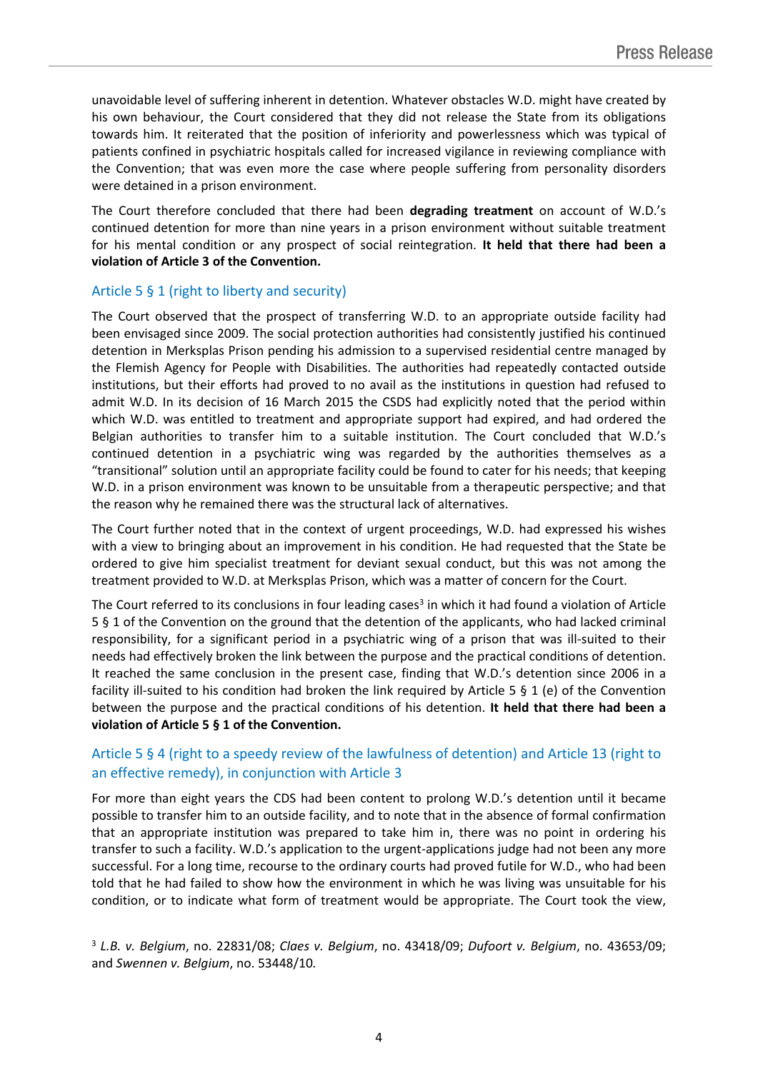unavoidable level of suffering inherent in detention. Whatever obstacles W.D. might have created by his own behaviour, the Court considered that they did not release the State from its obligations towards him. It reiterated that the position of inferiority and powerlessness which was typical of patients confined in psychiatric hospitals called for increased vigilance in reviewing compliance with the Convention; that was even more the case where people suffering from personality disorders were detained in a prison environment.

The Court therefore concluded that there had been **degrading treatment** on account of W.D.'s continued detention for more than nine years in a prison environment without suitable treatment for his mental condition or any prospect of social reintegration. **It held that there had been a violation of Article 3 of the Convention.**

## Article 5 § 1 (right to liberty and security)

The Court observed that the prospect of transferring W.D. to an appropriate outside facility had been envisaged since 2009. The social protection authorities had consistently justified his continued detention in Merksplas Prison pending his admission to a supervised residential centre managed by the Flemish Agency for People with Disabilities. The authorities had repeatedly contacted outside institutions, but their efforts had proved to no avail as the institutions in question had refused to admit W.D. In its decision of 16 March 2015 the CSDS had explicitly noted that the period within which W.D. was entitled to treatment and appropriate support had expired, and had ordered the Belgian authorities to transfer him to a suitable institution. The Court concluded that W.D.'s continued detention in a psychiatric wing was regarded by the authorities themselves as a "transitional" solution until an appropriate facility could be found to cater for his needs; that keeping W.D. in a prison environment was known to be unsuitable from a therapeutic perspective; and that the reason why he remained there was the structural lack of alternatives.

The Court further noted that in the context of urgent proceedings, W.D. had expressed his wishes with a view to bringing about an improvement in his condition. He had requested that the State be ordered to give him specialist treatment for deviant sexual conduct, but this was not among the treatment provided to W.D. at Merksplas Prison, which was a matter of concern for the Court.

The Court referred to its conclusions in four leading cases[3] in which it had found a violation of Article 5 § 1 of the Convention on the ground that the detention of the applicants, who had lacked criminal responsibility, for a significant period in a psychiatric wing of a prison that was ill-suited to their needs had effectively broken the link between the purpose and the practical conditions of detention. It reached the same conclusion in the present case, finding that W.D.'s detention since 2006 in a facility ill-suited to his condition had broken the link required by Article 5 § 1 (e) of the Convention between the purpose and the practical conditions of his detention. **It held that there had been a violation of Article 5 § 1 of the Convention.**

## Article 5 § 4 (right to a speedy review of the lawfulness of detention) and Article 13 (right to an effective remedy), in conjunction with Article 3

For more than eight years the CDS had been content to prolong W.D.'s detention until it became possible to transfer him to an outside facility, and to note that in the absence of formal confirmation that an appropriate institution was prepared to take him in, there was no point in ordering his transfer to such a facility. W.D.'s application to the urgent-applications judge had not been any more successful. For a long time, recourse to the ordinary courts had proved futile for W.D., who had been told that he had failed to show how the environment in which he was living was unsuitable for his condition, or to indicate what form of treatment would be appropriate. The Court took the view,

[3] *L.B. v. Belgium*, no. 22831/08; *Claes v. Belgium*, no. 43418/09; *Dufoort v. Belgium*, no. 43653/09; and *Swennen v. Belgium*, no. 53448/10*.*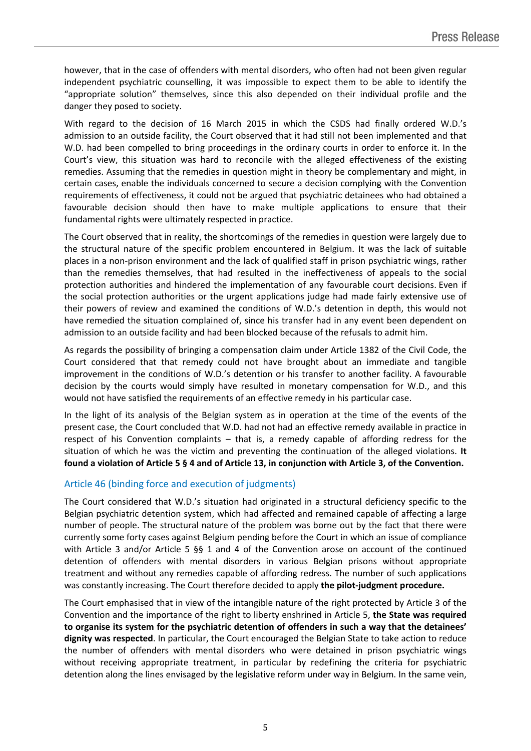however, that in the case of offenders with mental disorders, who often had not been given regular independent psychiatric counselling, it was impossible to expect them to be able to identify the "appropriate solution" themselves, since this also depended on their individual profile and the danger they posed to society.

With regard to the decision of 16 March 2015 in which the CSDS had finally ordered W.D.'s admission to an outside facility, the Court observed that it had still not been implemented and that W.D. had been compelled to bring proceedings in the ordinary courts in order to enforce it. In the Court's view, this situation was hard to reconcile with the alleged effectiveness of the existing remedies. Assuming that the remedies in question might in theory be complementary and might, in certain cases, enable the individuals concerned to secure a decision complying with the Convention requirements of effectiveness, it could not be argued that psychiatric detainees who had obtained a favourable decision should then have to make multiple applications to ensure that their fundamental rights were ultimately respected in practice.

The Court observed that in reality, the shortcomings of the remedies in question were largely due to the structural nature of the specific problem encountered in Belgium. It was the lack of suitable places in a non-prison environment and the lack of qualified staff in prison psychiatric wings, rather than the remedies themselves, that had resulted in the ineffectiveness of appeals to the social protection authorities and hindered the implementation of any favourable court decisions. Even if the social protection authorities or the urgent applications judge had made fairly extensive use of their powers of review and examined the conditions of W.D.'s detention in depth, this would not have remedied the situation complained of, since his transfer had in any event been dependent on admission to an outside facility and had been blocked because of the refusals to admit him.

As regards the possibility of bringing a compensation claim under Article 1382 of the Civil Code, the Court considered that that remedy could not have brought about an immediate and tangible improvement in the conditions of W.D.'s detention or his transfer to another facility. A favourable decision by the courts would simply have resulted in monetary compensation for W.D., and this would not have satisfied the requirements of an effective remedy in his particular case.

In the light of its analysis of the Belgian system as in operation at the time of the events of the present case, the Court concluded that W.D. had not had an effective remedy available in practice in respect of his Convention complaints – that is, a remedy capable of affording redress for the situation of which he was the victim and preventing the continuation of the alleged violations. **It found a violation of Article 5 § 4 and of Article 13, in conjunction with Article 3, of the Convention.**

## Article 46 (binding force and execution of judgments)

The Court considered that W.D.'s situation had originated in a structural deficiency specific to the Belgian psychiatric detention system, which had affected and remained capable of affecting a large number of people. The structural nature of the problem was borne out by the fact that there were currently some forty cases against Belgium pending before the Court in which an issue of compliance with Article 3 and/or Article 5 §§ 1 and 4 of the Convention arose on account of the continued detention of offenders with mental disorders in various Belgian prisons without appropriate treatment and without any remedies capable of affording redress. The number of such applications was constantly increasing. The Court therefore decided to apply **the pilot-judgment procedure.**

The Court emphasised that in view of the intangible nature of the right protected by Article 3 of the Convention and the importance of the right to liberty enshrined in Article 5, **the State was required to organise its system for the psychiatric detention of offenders in such a way that the detainees' dignity was respected**. In particular, the Court encouraged the Belgian State to take action to reduce the number of offenders with mental disorders who were detained in prison psychiatric wings without receiving appropriate treatment, in particular by redefining the criteria for psychiatric detention along the lines envisaged by the legislative reform under way in Belgium. In the same vein,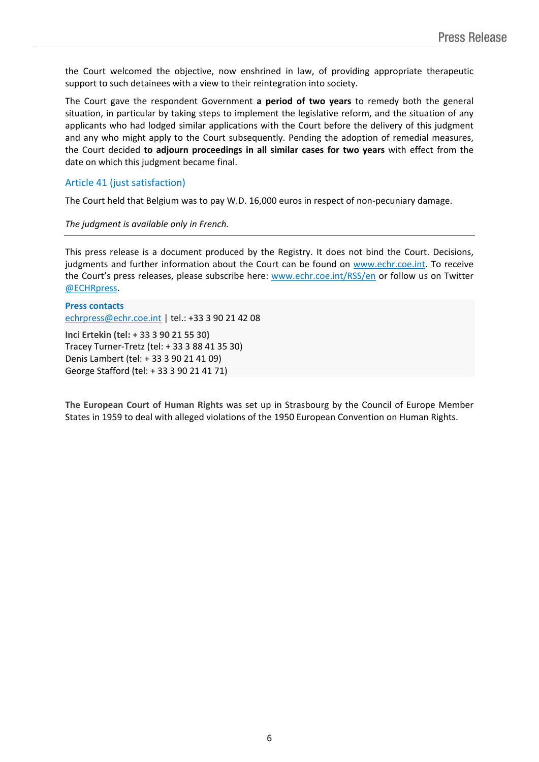the Court welcomed the objective, now enshrined in law, of providing appropriate therapeutic support to such detainees with a view to their reintegration into society.

The Court gave the respondent Government **a period of two years** to remedy both the general situation, in particular by taking steps to implement the legislative reform, and the situation of any applicants who had lodged similar applications with the Court before the delivery of this judgment and any who might apply to the Court subsequently. Pending the adoption of remedial measures, the Court decided **to adjourn proceedings in all similar cases for two years** with effect from the date on which this judgment became final.

## Article 41 (just satisfaction)

The Court held that Belgium was to pay W.D. 16,000 euros in respect of non-pecuniary damage.

*The judgment is available only in French.*

---

This press release is a document produced by the Registry. It does not bind the Court. Decisions, judgments and further information about the Court can be found on www.echr.coe.int. To receive the Court's press releases, please subscribe here: www.echr.coe.int/RSS/en or follow us on Twitter @ECHRpress.

**Press contacts**
echrpress@echr.coe.int | tel.: +33 3 90 21 42 08

**Inci Ertekin (tel: + 33 3 90 21 55 30)**
Tracey Turner-Tretz (tel: + 33 3 88 41 35 30)
Denis Lambert (tel: + 33 3 90 21 41 09)
George Stafford (tel: + 33 3 90 21 41 71)

**The European Court of Human Rights** was set up in Strasbourg by the Council of Europe Member States in 1959 to deal with alleged violations of the 1950 European Convention on Human Rights.